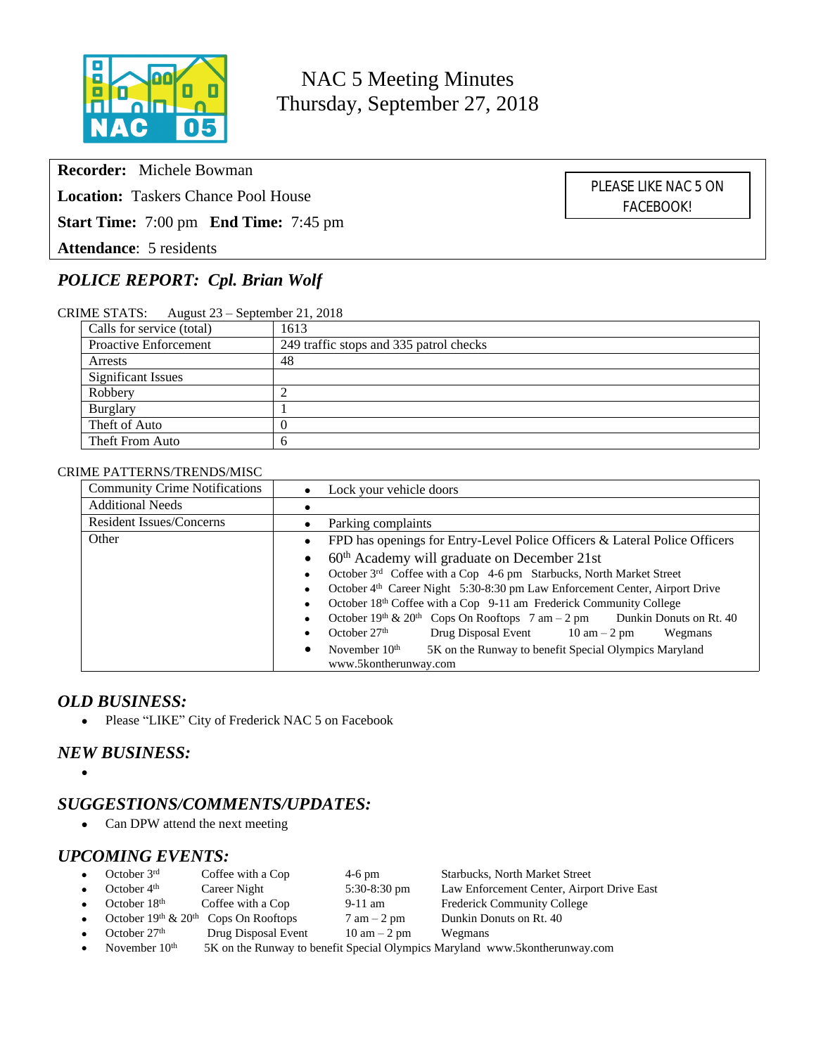# NAC 5 Meeting Minutes
## Thursday, September 27, 2018

**Recorder:** Michele Bowman

**Location:** Taskers Chance Pool House

**Start Time:** 7:00 pm **End Time:** 7:45 pm

**Attendance**: 5 residents

PLEASE LIKE NAC 5 ON FACEBOOK!

## *POLICE REPORT: Cpl. Brian Wolf*

CRIME STATS: August 23 – September 21, 2018

| Calls for service (total) | 1613 |
|---|---|
| Proactive Enforcement | 249 traffic stops and 335 patrol checks |
| Arrests | 48 |
| Significant Issues | |
| Robbery | 2 |
| Burglary | 1 |
| Theft of Auto | 0 |
| Theft From Auto | 6 |

CRIME PATTERNS/TRENDS/MISC

| Community Crime Notifications | • Lock your vehicle doors |
|---|---|
| Additional Needs | • |
| Resident Issues/Concerns | • Parking complaints |
| Other | • FPD has openings for Entry-Level Police Officers & Lateral Police Officers<br>• 60th Academy will graduate on December 21st<br>• October 3rd Coffee with a Cop 4-6 pm Starbucks, North Market Street<br>• October 4th Career Night 5:30-8:30 pm Law Enforcement Center, Airport Drive<br>• October 18th Coffee with a Cop 9-11 am Frederick Community College<br>• October 19th & 20th Cops On Rooftops 7 am – 2 pm Dunkin Donuts on Rt. 40<br>• October 27th Drug Disposal Event 10 am – 2 pm Wegmans<br>• November 10th 5K on the Runway to benefit Special Olympics Maryland www.5kontherunway.com |

## *OLD BUSINESS:*

- Please "LIKE" City of Frederick NAC 5 on Facebook

## *NEW BUSINESS:*

-

## *SUGGESTIONS/COMMENTS/UPDATES:*

- Can DPW attend the next meeting

## *UPCOMING EVENTS:*

- October 3rd Coffee with a Cop 4-6 pm Starbucks, North Market Street
- October 4th Career Night 5:30-8:30 pm Law Enforcement Center, Airport Drive East
- October 18th Coffee with a Cop 9-11 am Frederick Community College
- October 19th & 20th Cops On Rooftops 7 am – 2 pm Dunkin Donuts on Rt. 40
- October 27th Drug Disposal Event 10 am – 2 pm Wegmans
- November 10th 5K on the Runway to benefit Special Olympics Maryland www.5kontherunway.com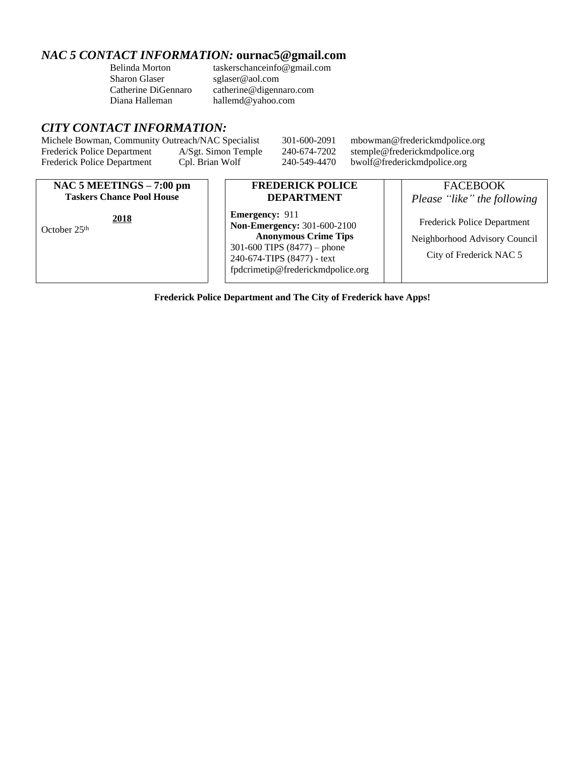## *NAC 5 CONTACT INFORMATION:* ournac5@gmail.com

| | |
|---|---|
| Belinda Morton | taskerschanceinfo@gmail.com |
| Sharon Glaser | sglaser@aol.com |
| Catherine DiGennaro | catherine@digennaro.com |
| Diana Halleman | hallemd@yahoo.com |

## *CITY CONTACT INFORMATION:*

| | | | |
|---|---|---|---|
| Michele Bowman, Community Outreach/NAC Specialist | | 301-600-2091 | mbowman@frederickmdpolice.org |
| Frederick Police Department | A/Sgt. Simon Temple | 240-674-7202 | stemple@frederickmdpolice.org |
| Frederick Police Department | Cpl. Brian Wolf | 240-549-4470 | bwolf@frederickmdpolice.org |

**NAC 5 MEETINGS – 7:00 pm**
**Taskers Chance Pool House**

**2018**

October 25th

**FREDERICK POLICE DEPARTMENT**

**Emergency:** 911
**Non-Emergency:** 301-600-2100
**Anonymous Crime Tips**
301-600 TIPS (8477) – phone
240-674-TIPS (8477) - text
fpdcrimetip@frederickmdpolice.org

FACEBOOK
*Please "like" the following*

Frederick Police Department

Neighborhood Advisory Council

City of Frederick NAC 5

**Frederick Police Department and The City of Frederick have Apps!**